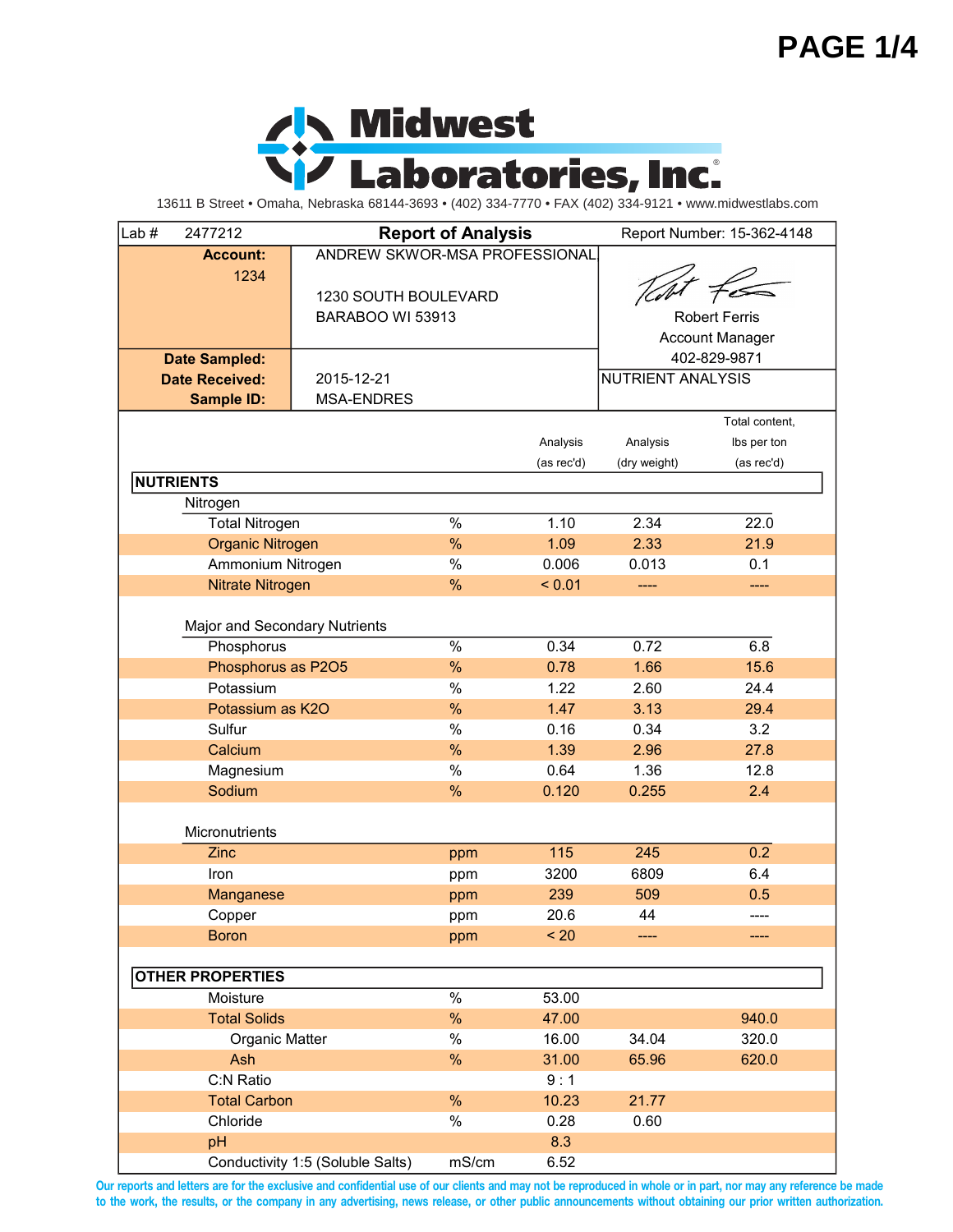# Midwest Laboratories, Inc.

13611 B Street • Omaha, Nebraska 68144-3693 • (402) 334-7770 • FAX (402) 334-9121 • www.midwestlabs.com

**Lab #** 2477212 | **Report of Analysis** | Report Number: 15-362-4148

**Account:** 1234
ANDREW SKWOR-MSA PROFESSIONAL
1230 SOUTH BOULEVARD
BARABOO WI 53913

Robert Ferris
Account Manager
402-829-9871

**Date Sampled:**
**Date Received:** 2015-12-21
**Sample ID:** MSA-ENDRES

NUTRIENT ANALYSIS

| | | Analysis (as rec'd) | Analysis (dry weight) | Total content, lbs per ton (as rec'd) |
|---|---|---|---|---|
| **NUTRIENTS** | | | | |
| Nitrogen | | | | |
| Total Nitrogen | % | 1.10 | 2.34 | 22.0 |
| Organic Nitrogen | % | 1.09 | 2.33 | 21.9 |
| Ammonium Nitrogen | % | 0.006 | 0.013 | 0.1 |
| Nitrate Nitrogen | % | < 0.01 | ---- | ---- |
| Major and Secondary Nutrients | | | | |
| Phosphorus | % | 0.34 | 0.72 | 6.8 |
| Phosphorus as P2O5 | % | 0.78 | 1.66 | 15.6 |
| Potassium | % | 1.22 | 2.60 | 24.4 |
| Potassium as K2O | % | 1.47 | 3.13 | 29.4 |
| Sulfur | % | 0.16 | 0.34 | 3.2 |
| Calcium | % | 1.39 | 2.96 | 27.8 |
| Magnesium | % | 0.64 | 1.36 | 12.8 |
| Sodium | % | 0.120 | 0.255 | 2.4 |
| Micronutrients | | | | |
| Zinc | ppm | 115 | 245 | 0.2 |
| Iron | ppm | 3200 | 6809 | 6.4 |
| Manganese | ppm | 239 | 509 | 0.5 |
| Copper | ppm | 20.6 | 44 | ---- |
| Boron | ppm | < 20 | ---- | ---- |
| **OTHER PROPERTIES** | | | | |
| Moisture | % | 53.00 | | |
| Total Solids | % | 47.00 | | 940.0 |
| Organic Matter | % | 16.00 | 34.04 | 320.0 |
| Ash | % | 31.00 | 65.96 | 620.0 |
| C:N Ratio | | 9 : 1 | | |
| Total Carbon | % | 10.23 | 21.77 | |
| Chloride | % | 0.28 | 0.60 | |
| pH | | 8.3 | | |
| Conductivity 1:5 (Soluble Salts) | mS/cm | 6.52 | | |

Our reports and letters are for the exclusive and confidential use of our clients and may not be reproduced in whole or in part, nor may any reference be made to the work, the results, or the company in any advertising, news release, or other public announcements without obtaining our prior written authorization.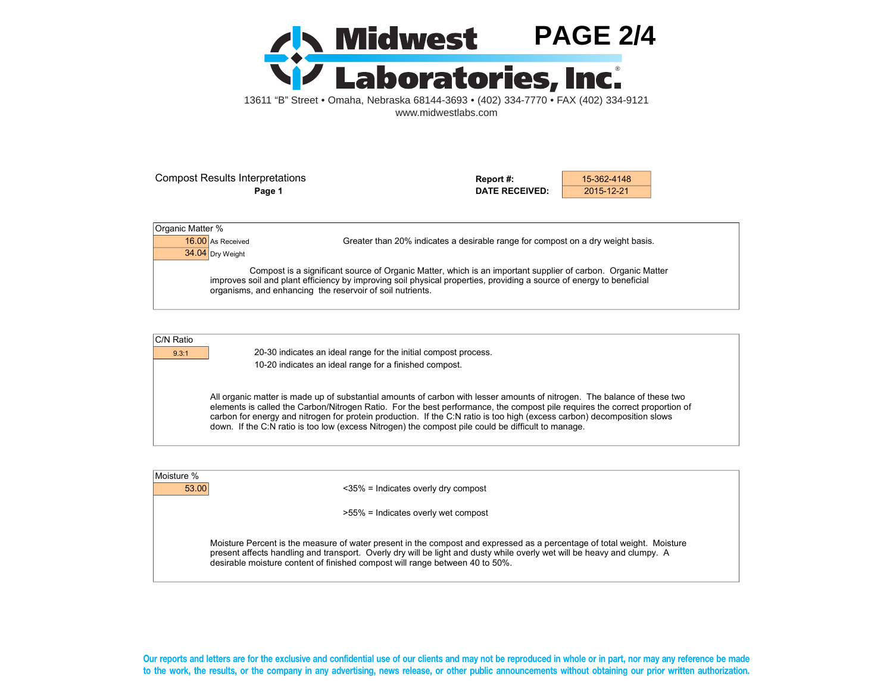# Midwest Laboratories, Inc.

13611 "B" Street • Omaha, Nebraska 68144-3693 • (402) 334-7770 • FAX (402) 334-9121
www.midwestlabs.com

## Compost Results Interpretations

**Page 1**

| | |
|---|---|
| **Report #:** | 15-362-4148 |
| **DATE RECEIVED:** | 2015-12-21 |

### Organic Matter %

| Value | Basis |
|---|---|
| 16.00 | As Received |
| 34.04 | Dry Weight |

Greater than 20% indicates a desirable range for compost on a dry weight basis.

Compost is a significant source of Organic Matter, which is an important supplier of carbon. Organic Matter improves soil and plant efficiency by improving soil physical properties, providing a source of energy to beneficial organisms, and enhancing the reservoir of soil nutrients.

### C/N Ratio

9.3:1

20-30 indicates an ideal range for the initial compost process.
10-20 indicates an ideal range for a finished compost.

All organic matter is made up of substantial amounts of carbon with lesser amounts of nitrogen. The balance of these two elements is called the Carbon/Nitrogen Ratio. For the best performance, the compost pile requires the correct proportion of carbon for energy and nitrogen for protein production. If the C:N ratio is too high (excess carbon) decomposition slows down. If the C:N ratio is too low (excess Nitrogen) the compost pile could be difficult to manage.

### Moisture %

53.00

<35% = Indicates overly dry compost

>55% = Indicates overly wet compost

Moisture Percent is the measure of water present in the compost and expressed as a percentage of total weight. Moisture present affects handling and transport. Overly dry will be light and dusty while overly wet will be heavy and clumpy. A desirable moisture content of finished compost will range between 40 to 50%.

**Our reports and letters are for the exclusive and confidential use of our clients and may not be reproduced in whole or in part, nor may any reference be made to the work, the results, or the company in any advertising, news release, or other public announcements without obtaining our prior written authorization.**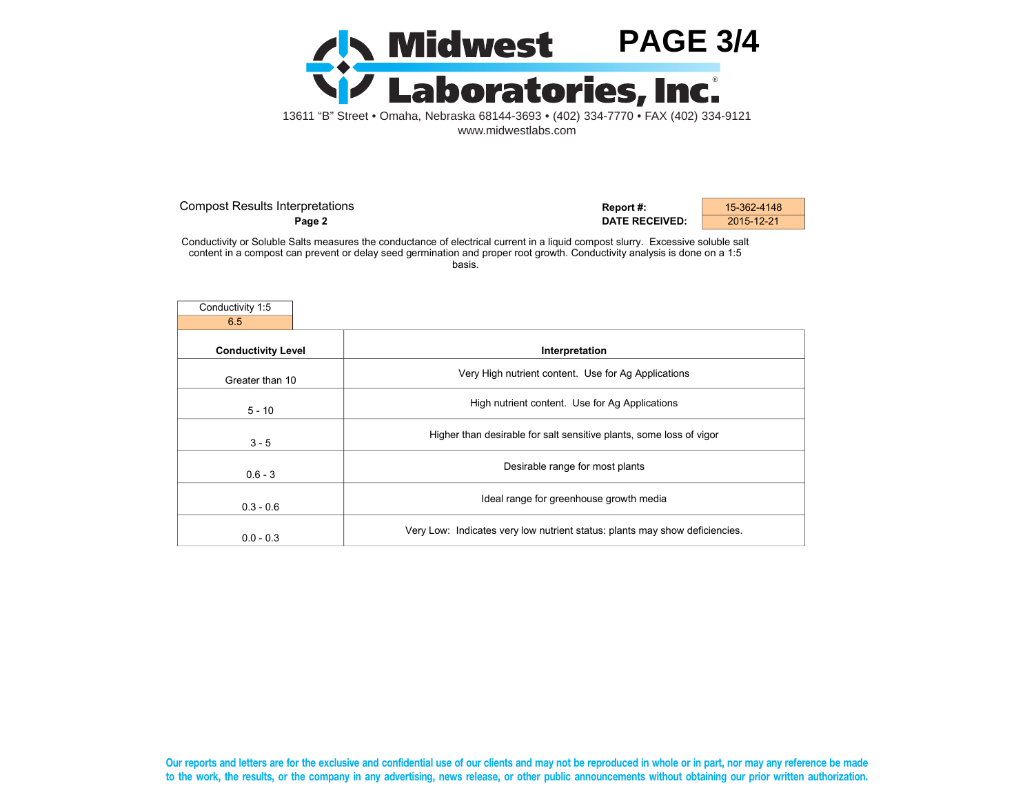# Midwest Laboratories, Inc.

**PAGE 3/4**

13611 "B" Street • Omaha, Nebraska 68144-3693 • (402) 334-7770 • FAX (402) 334-9121
www.midwestlabs.com

Compost Results Interpretations
**Page 2**

| | |
|---|---|
| **Report #:** | 15-362-4148 |
| **DATE RECEIVED:** | 2015-12-21 |

Conductivity or Soluble Salts measures the conductance of electrical current in a liquid compost slurry. Excessive soluble salt content in a compost can prevent or delay seed germination and proper root growth. Conductivity analysis is done on a 1:5 basis.

| Conductivity 1:5 |
|---|
| 6.5 |

| **Conductivity Level** | **Interpretation** |
|---|---|
| Greater than 10 | Very High nutrient content. Use for Ag Applications |
| 5 - 10 | High nutrient content. Use for Ag Applications |
| 3 - 5 | Higher than desirable for salt sensitive plants, some loss of vigor |
| 0.6 - 3 | Desirable range for most plants |
| 0.3 - 0.6 | Ideal range for greenhouse growth media |
| 0.0 - 0.3 | Very Low: Indicates very low nutrient status: plants may show deficiencies. |

Our reports and letters are for the exclusive and confidential use of our clients and may not be reproduced in whole or in part, nor may any reference be made to the work, the results, or the company in any advertising, news release, or other public announcements without obtaining our prior written authorization.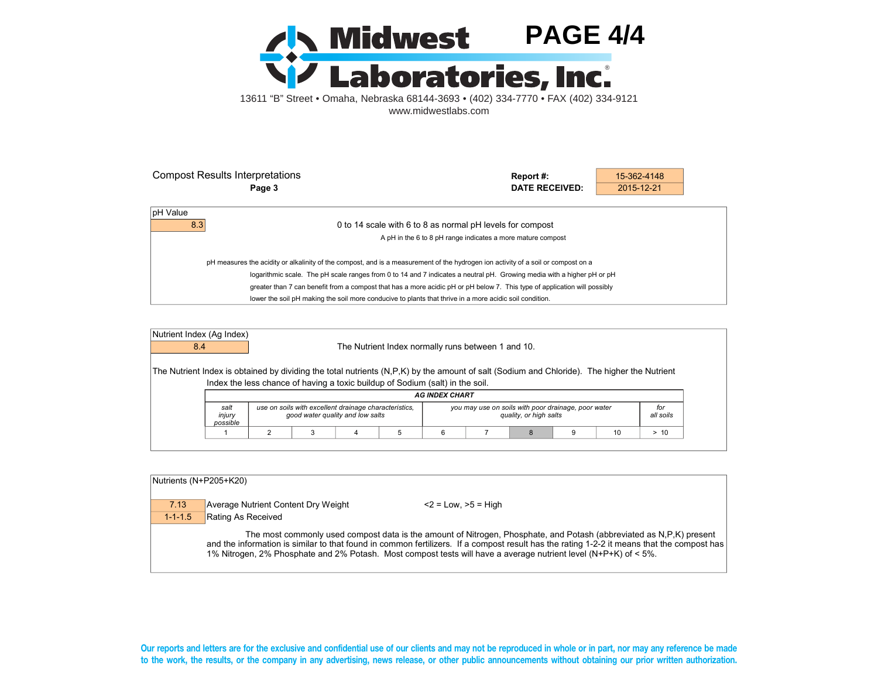# Midwest Laboratories, Inc.

13611 “B” Street • Omaha, Nebraska 68144-3693 • (402) 334-7770 • FAX (402) 334-9121
www.midwestlabs.com

## Compost Results Interpretations

**Page 3**

| | |
|---|---|
| **Report #:** | 15-362-4148 |
| **DATE RECEIVED:** | 2015-12-21 |

### pH Value

**8.3**

0 to 14 scale with 6 to 8 as normal pH levels for compost

A pH in the 6 to 8 pH range indicates a more mature compost

pH measures the acidity or alkalinity of the compost, and is a measurement of the hydrogen ion activity of a soil or compost on a logarithmic scale. The pH scale ranges from 0 to 14 and 7 indicates a neutral pH. Growing media with a higher pH or pH greater than 7 can benefit from a compost that has a more acidic pH or pH below 7. This type of application will possibly lower the soil pH making the soil more conducive to plants that thrive in a more acidic soil condition.

### Nutrient Index (Ag Index)

**8.4**

The Nutrient Index normally runs between 1 and 10.

The Nutrient Index is obtained by dividing the total nutrients (N,P,K) by the amount of salt (Sodium and Chloride). The higher the Nutrient Index the less chance of having a toxic buildup of Sodium (salt) in the soil.

**AG INDEX CHART**

| *salt injury possible* | *use on soils with excellent drainage characteristics, good water quality and low salts* | | | | *you may use on soils with poor drainage, poor water quality, or high salts* | | | | | *for all soils* |
|---|---|---|---|---|---|---|---|---|---|---|
| 1 | 2 | 3 | 4 | 5 | 6 | 7 | **8** | 9 | 10 | > 10 |

### Nutrients (N+P205+K20)

| | | |
|---|---|---|
| 7.13 | Average Nutrient Content Dry Weight | <2 = Low, >5 = High |
| 1-1-1.5 | Rating As Received | |

The most commonly used compost data is the amount of Nitrogen, Phosphate, and Potash (abbreviated as N,P,K) present and the information is similar to that found in common fertilizers. If a compost result has the rating 1-2-2 it means that the compost has 1% Nitrogen, 2% Phosphate and 2% Potash. Most compost tests will have a average nutrient level (N+P+K) of < 5%.

Our reports and letters are for the exclusive and confidential use of our clients and may not be reproduced in whole or in part, nor may any reference be made to the work, the results, or the company in any advertising, news release, or other public announcements without obtaining our prior written authorization.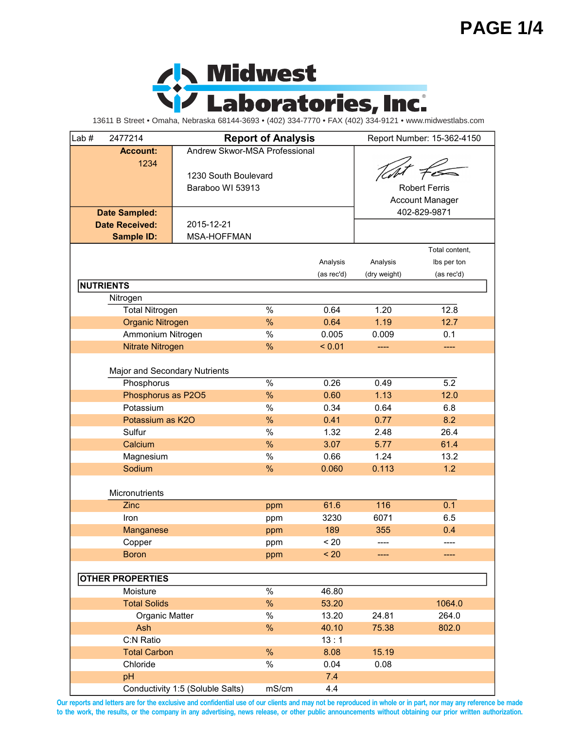# Midwest Laboratories, Inc.

13611 B Street • Omaha, Nebraska 68144-3693 • (402) 334-7770 • FAX (402) 334-9121 • www.midwestlabs.com

| Lab # 2477214 | Report of Analysis | Report Number: 15-362-4150 |
|---|---|---|
| **Account:** 1234 | Andrew Skwor-MSA Professional<br>1230 South Boulevard<br>Baraboo WI 53913 | Robert Ferris<br>Account Manager<br>402-829-9871 |
| **Date Sampled:** | | |
| **Date Received:** | 2015-12-21 | |
| **Sample ID:** | MSA-HOFFMAN | |

| | Unit | Analysis (as rec'd) | Analysis (dry weight) | Total content, lbs per ton (as rec'd) |
|---|---|---|---|---|
| **NUTRIENTS** | | | | |
| *Nitrogen* | | | | |
| Total Nitrogen | % | 0.64 | 1.20 | 12.8 |
| Organic Nitrogen | % | 0.64 | 1.19 | 12.7 |
| Ammonium Nitrogen | % | 0.005 | 0.009 | 0.1 |
| Nitrate Nitrogen | % | < 0.01 | ---- | ---- |
| *Major and Secondary Nutrients* | | | | |
| Phosphorus | % | 0.26 | 0.49 | 5.2 |
| Phosphorus as P2O5 | % | 0.60 | 1.13 | 12.0 |
| Potassium | % | 0.34 | 0.64 | 6.8 |
| Potassium as K2O | % | 0.41 | 0.77 | 8.2 |
| Sulfur | % | 1.32 | 2.48 | 26.4 |
| Calcium | % | 3.07 | 5.77 | 61.4 |
| Magnesium | % | 0.66 | 1.24 | 13.2 |
| Sodium | % | 0.060 | 0.113 | 1.2 |
| *Micronutrients* | | | | |
| Zinc | ppm | 61.6 | 116 | 0.1 |
| Iron | ppm | 3230 | 6071 | 6.5 |
| Manganese | ppm | 189 | 355 | 0.4 |
| Copper | ppm | < 20 | ---- | ---- |
| Boron | ppm | < 20 | ---- | ---- |
| **OTHER PROPERTIES** | | | | |
| Moisture | % | 46.80 | | |
| Total Solids | % | 53.20 | | 1064.0 |
| Organic Matter | % | 13.20 | 24.81 | 264.0 |
| Ash | % | 40.10 | 75.38 | 802.0 |
| C:N Ratio | | 13 : 1 | | |
| Total Carbon | % | 8.08 | 15.19 | |
| Chloride | % | 0.04 | 0.08 | |
| pH | | 7.4 | | |
| Conductivity 1:5 (Soluble Salts) | mS/cm | 4.4 | | |

Our reports and letters are for the exclusive and confidential use of our clients and may not be reproduced in whole or in part, nor may any reference be made to the work, the results, or the company in any advertising, news release, or other public announcements without obtaining our prior written authorization.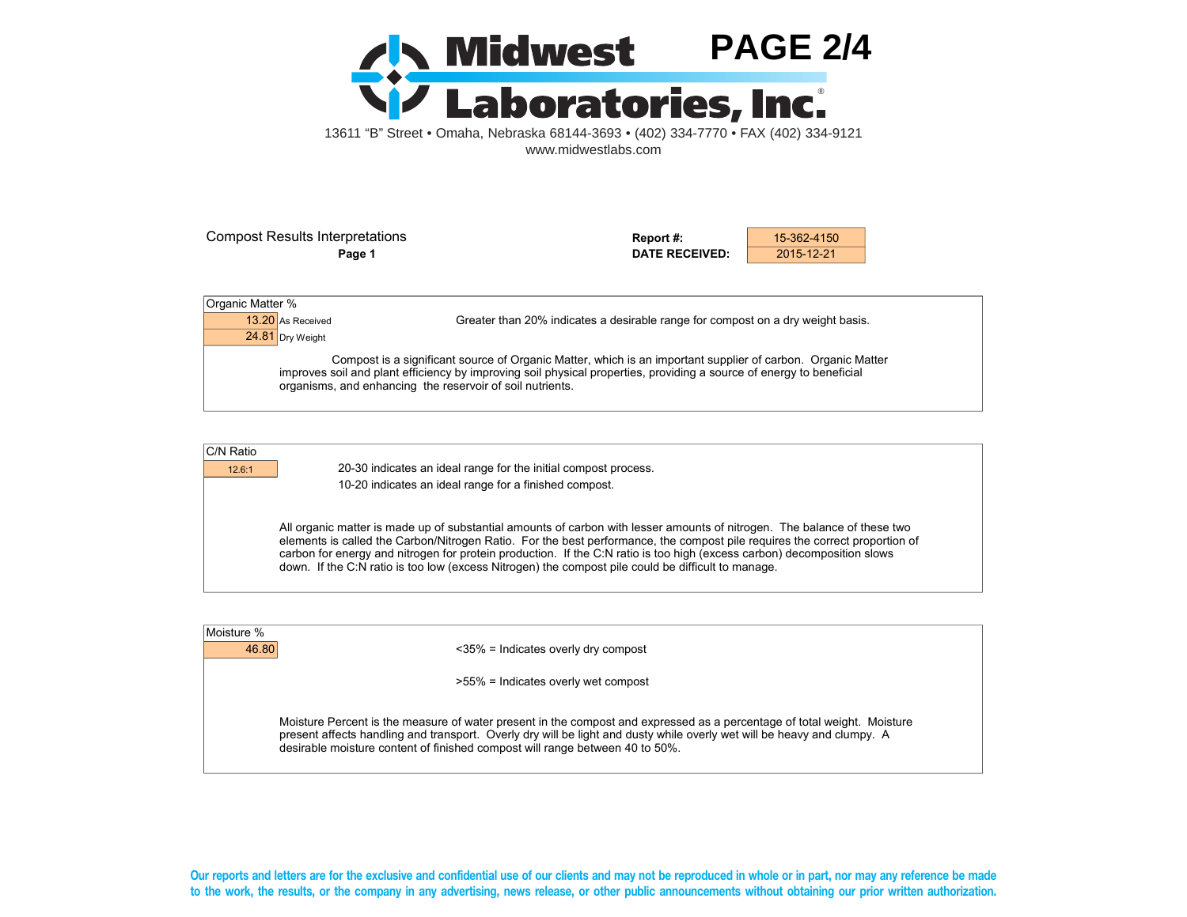# Midwest Laboratories, Inc.

13611 "B" Street • Omaha, Nebraska 68144-3693 • (402) 334-7770 • FAX (402) 334-9121
www.midwestlabs.com

## Compost Results Interpretations

**Page 1**

| **Report #:** | 15-362-4150 |
|---|---|
| **DATE RECEIVED:** | 2015-12-21 |

### Organic Matter %

| Value | Basis |
|---|---|
| 13.20 | As Received |
| 24.81 | Dry Weight |

Greater than 20% indicates a desirable range for compost on a dry weight basis.

Compost is a significant source of Organic Matter, which is an important supplier of carbon. Organic Matter improves soil and plant efficiency by improving soil physical properties, providing a source of energy to beneficial organisms, and enhancing the reservoir of soil nutrients.

### C/N Ratio

12.6:1

20-30 indicates an ideal range for the initial compost process.

10-20 indicates an ideal range for a finished compost.

All organic matter is made up of substantial amounts of carbon with lesser amounts of nitrogen. The balance of these two elements is called the Carbon/Nitrogen Ratio. For the best performance, the compost pile requires the correct proportion of carbon for energy and nitrogen for protein production. If the C:N ratio is too high (excess carbon) decomposition slows down. If the C:N ratio is too low (excess Nitrogen) the compost pile could be difficult to manage.

### Moisture %

46.80

<35% = Indicates overly dry compost

>55% = Indicates overly wet compost

Moisture Percent is the measure of water present in the compost and expressed as a percentage of total weight. Moisture present affects handling and transport. Overly dry will be light and dusty while overly wet will be heavy and clumpy. A desirable moisture content of finished compost will range between 40 to 50%.

**Our reports and letters are for the exclusive and confidential use of our clients and may not be reproduced in whole or in part, nor may any reference be made to the work, the results, or the company in any advertising, news release, or other public announcements without obtaining our prior written authorization.**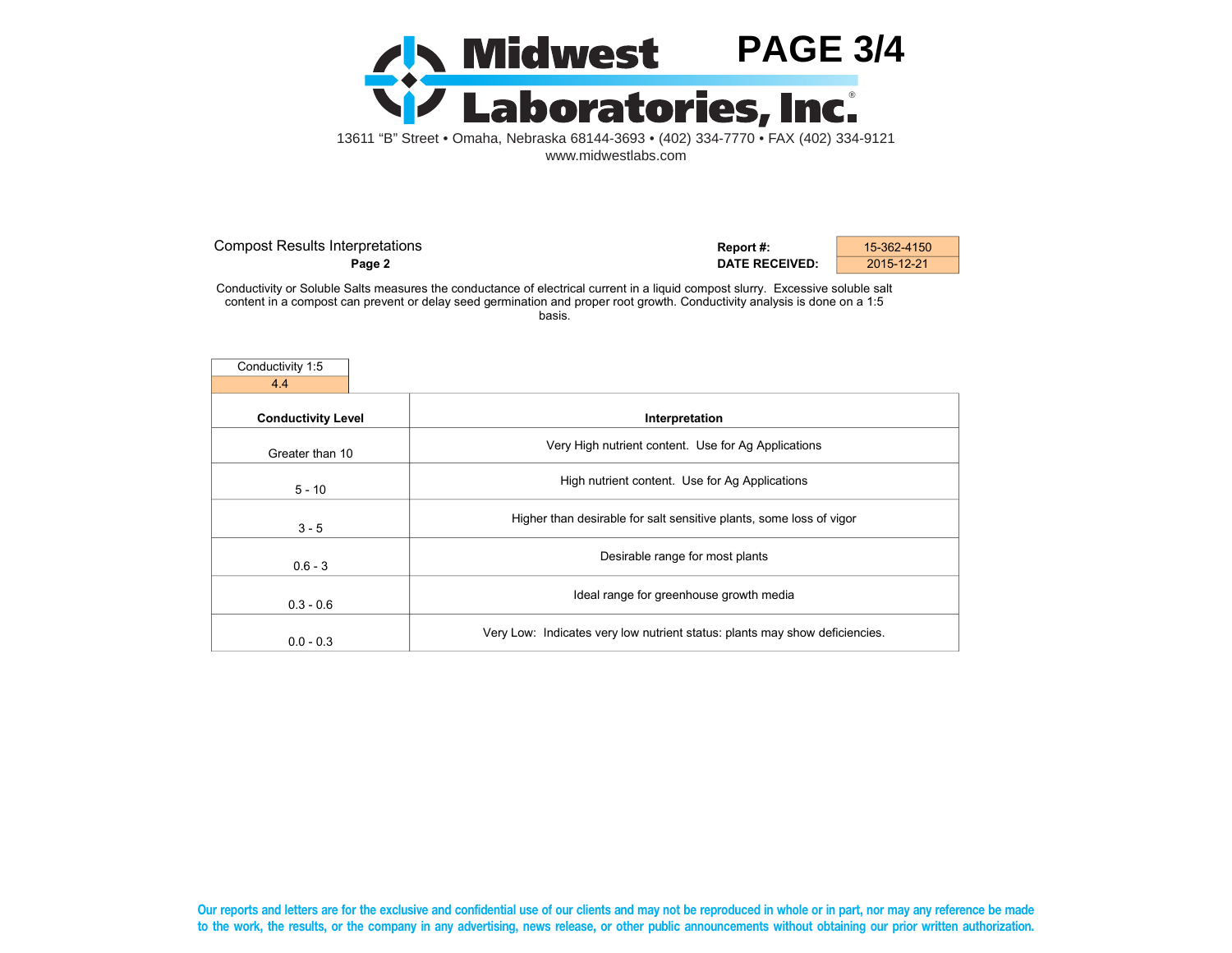# Midwest Laboratories, Inc.

13611 "B" Street • Omaha, Nebraska 68144-3693 • (402) 334-7770 • FAX (402) 334-9121
www.midwestlabs.com

## Compost Results Interpretations

**Page 2**

| **Report #:** | 15-362-4150 |
|---|---|
| **DATE RECEIVED:** | 2015-12-21 |

Conductivity or Soluble Salts measures the conductance of electrical current in a liquid compost slurry. Excessive soluble salt content in a compost can prevent or delay seed germination and proper root growth. Conductivity analysis is done on a 1:5 basis.

| Conductivity 1:5 |
|---|
| 4.4 |

| **Conductivity Level** | **Interpretation** |
|---|---|
| Greater than 10 | Very High nutrient content. Use for Ag Applications |
| 5 - 10 | High nutrient content. Use for Ag Applications |
| 3 - 5 | Higher than desirable for salt sensitive plants, some loss of vigor |
| 0.6 - 3 | Desirable range for most plants |
| 0.3 - 0.6 | Ideal range for greenhouse growth media |
| 0.0 - 0.3 | Very Low: Indicates very low nutrient status: plants may show deficiencies. |

Our reports and letters are for the exclusive and confidential use of our clients and may not be reproduced in whole or in part, nor may any reference be made to the work, the results, or the company in any advertising, news release, or other public announcements without obtaining our prior written authorization.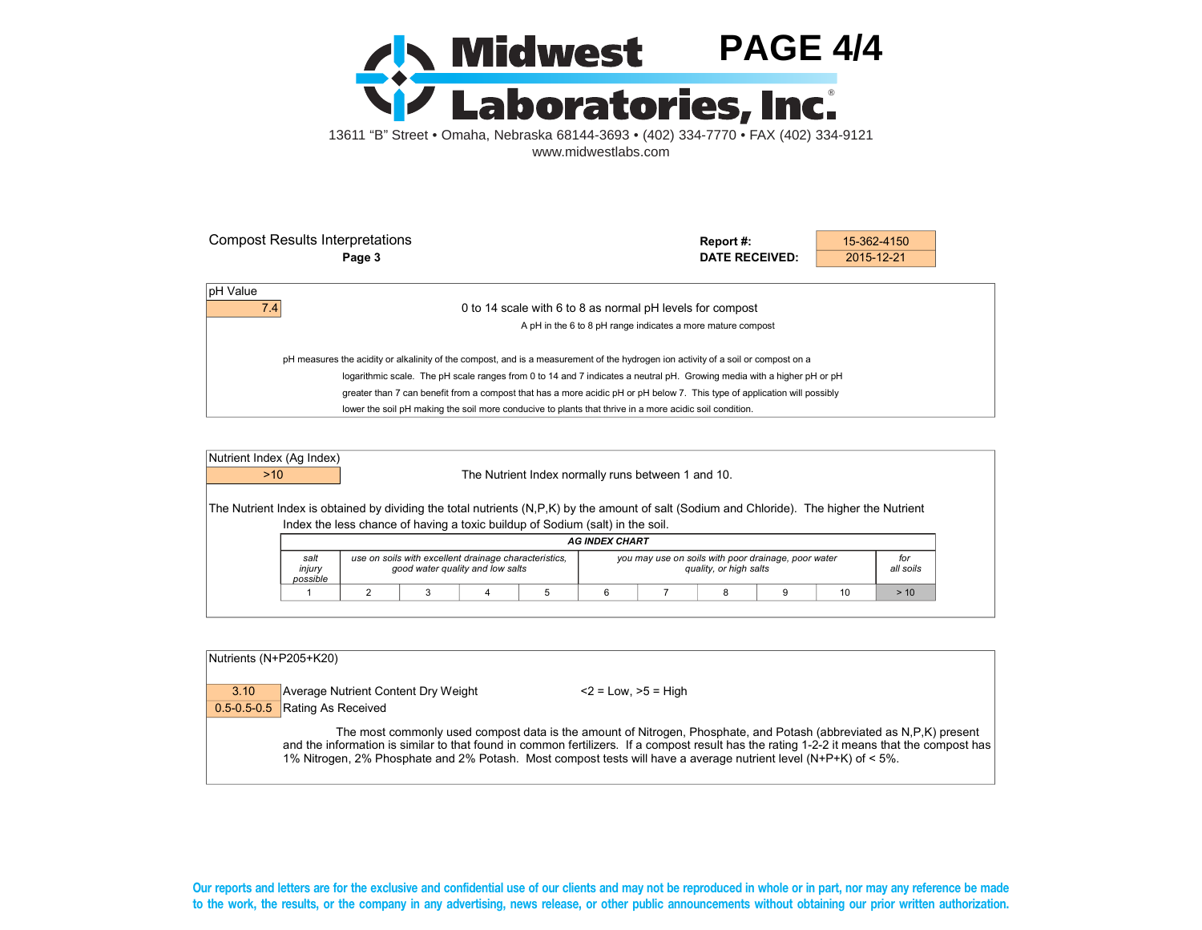# Midwest Laboratories, Inc.

13611 "B" Street • Omaha, Nebraska 68144-3693 • (402) 334-7770 • FAX (402) 334-9121
www.midwestlabs.com

## Compost Results Interpretations

**Page 3**

| | |
|---|---|
| **Report #:** | 15-362-4150 |
| **DATE RECEIVED:** | 2015-12-21 |

### pH Value

7.4

0 to 14 scale with 6 to 8 as normal pH levels for compost

A pH in the 6 to 8 pH range indicates a more mature compost

pH measures the acidity or alkalinity of the compost, and is a measurement of the hydrogen ion activity of a soil or compost on a logarithmic scale. The pH scale ranges from 0 to 14 and 7 indicates a neutral pH. Growing media with a higher pH or pH greater than 7 can benefit from a compost that has a more acidic pH or pH below 7. This type of application will possibly lower the soil pH making the soil more conducive to plants that thrive in a more acidic soil condition.

### Nutrient Index (Ag Index)

>10

The Nutrient Index normally runs between 1 and 10.

The Nutrient Index is obtained by dividing the total nutrients (N,P,K) by the amount of salt (Sodium and Chloride). The higher the Nutrient Index the less chance of having a toxic buildup of Sodium (salt) in the soil.

***AG INDEX CHART***

| *salt injury possible* | *use on soils with excellent drainage characteristics, good water quality and low salts* | | | | *you may use on soils with poor drainage, poor water quality, or high salts* | | | | | *for all soils* |
|---|---|---|---|---|---|---|---|---|---|---|
| 1 | 2 | 3 | 4 | 5 | 6 | 7 | 8 | 9 | 10 | > 10 |

### Nutrients (N+P205+K20)

| | | |
|---|---|---|
| 3.10 | Average Nutrient Content Dry Weight | <2 = Low, >5 = High |
| 0.5-0.5-0.5 | Rating As Received | |

The most commonly used compost data is the amount of Nitrogen, Phosphate, and Potash (abbreviated as N,P,K) present and the information is similar to that found in common fertilizers. If a compost result has the rating 1-2-2 it means that the compost has 1% Nitrogen, 2% Phosphate and 2% Potash. Most compost tests will have a average nutrient level (N+P+K) of < 5%.

Our reports and letters are for the exclusive and confidential use of our clients and may not be reproduced in whole or in part, nor may any reference be made to the work, the results, or the company in any advertising, news release, or other public announcements without obtaining our prior written authorization.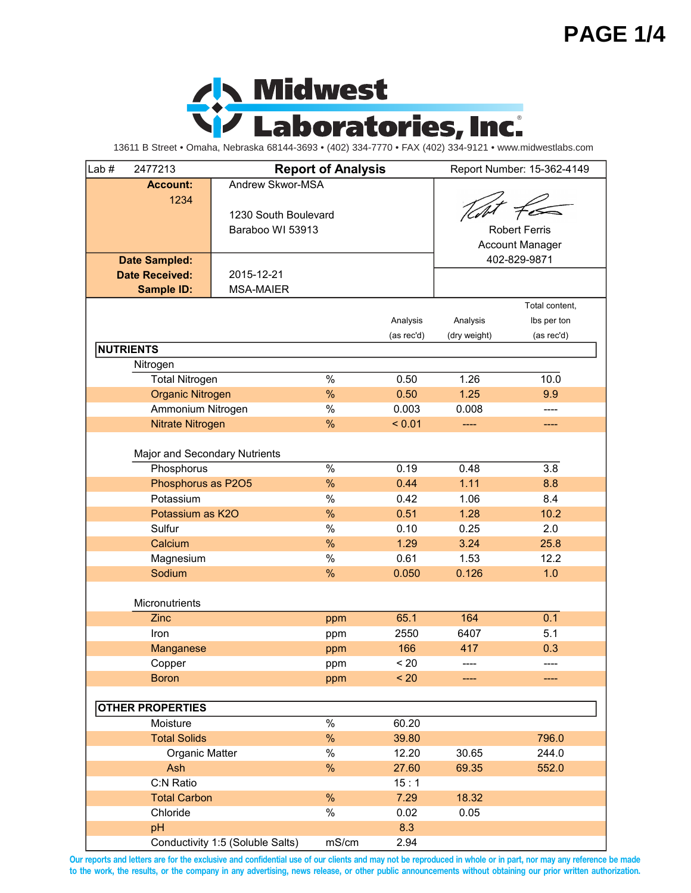# Midwest Laboratories, Inc.

13611 B Street • Omaha, Nebraska 68144-3693 • (402) 334-7770 • FAX (402) 334-9121 • www.midwestlabs.com

| Lab # 2477213 | **Report of Analysis** | Report Number: 15-362-4149 |
|---|---|---|
| **Account:** 1234 | Andrew Skwor-MSA<br><br>1230 South Boulevard<br>Baraboo WI 53913 | Robert Ferris<br>Account Manager<br>402-829-9871 |
| **Date Sampled:** | | |
| **Date Received:** | 2015-12-21 | |
| **Sample ID:** | MSA-MAIER | |

| | Unit | Analysis (as rec'd) | Analysis (dry weight) | Total content, lbs per ton (as rec'd) |
|---|---|---|---|---|
| **NUTRIENTS** | | | | |
| *Nitrogen* | | | | |
| Total Nitrogen | % | 0.50 | 1.26 | 10.0 |
| Organic Nitrogen | % | 0.50 | 1.25 | 9.9 |
| Ammonium Nitrogen | % | 0.003 | 0.008 | ---- |
| Nitrate Nitrogen | % | < 0.01 | ---- | ---- |
| *Major and Secondary Nutrients* | | | | |
| Phosphorus | % | 0.19 | 0.48 | 3.8 |
| Phosphorus as P2O5 | % | 0.44 | 1.11 | 8.8 |
| Potassium | % | 0.42 | 1.06 | 8.4 |
| Potassium as K2O | % | 0.51 | 1.28 | 10.2 |
| Sulfur | % | 0.10 | 0.25 | 2.0 |
| Calcium | % | 1.29 | 3.24 | 25.8 |
| Magnesium | % | 0.61 | 1.53 | 12.2 |
| Sodium | % | 0.050 | 0.126 | 1.0 |
| *Micronutrients* | | | | |
| Zinc | ppm | 65.1 | 164 | 0.1 |
| Iron | ppm | 2550 | 6407 | 5.1 |
| Manganese | ppm | 166 | 417 | 0.3 |
| Copper | ppm | < 20 | ---- | ---- |
| Boron | ppm | < 20 | ---- | ---- |
| **OTHER PROPERTIES** | | | | |
| Moisture | % | 60.20 | | |
| Total Solids | % | 39.80 | | 796.0 |
| Organic Matter | % | 12.20 | 30.65 | 244.0 |
| Ash | % | 27.60 | 69.35 | 552.0 |
| C:N Ratio | | 15 : 1 | | |
| Total Carbon | % | 7.29 | 18.32 | |
| Chloride | % | 0.02 | 0.05 | |
| pH | | 8.3 | | |
| Conductivity 1:5 (Soluble Salts) | mS/cm | 2.94 | | |

Our reports and letters are for the exclusive and confidential use of our clients and may not be reproduced in whole or in part, nor may any reference be made to the work, the results, or the company in any advertising, news release, or other public announcements without obtaining our prior written authorization.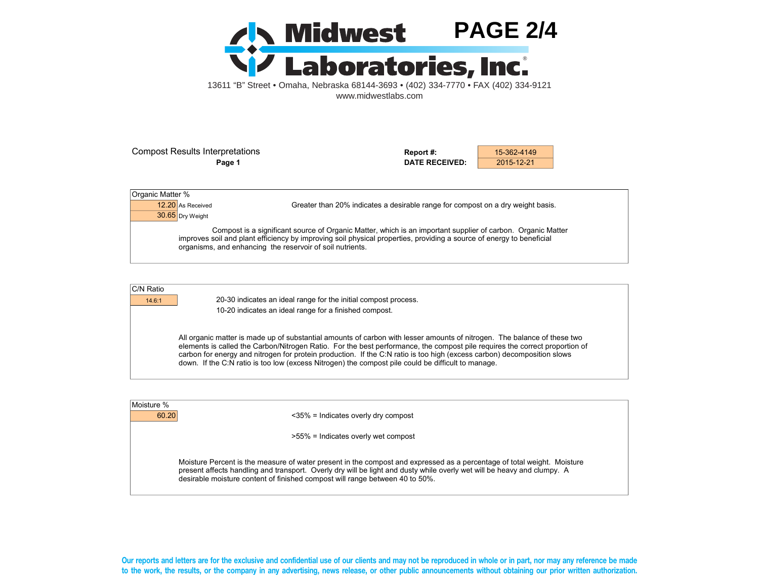# Midwest Laboratories, Inc.

13611 "B" Street • Omaha, Nebraska 68144-3693 • (402) 334-7770 • FAX (402) 334-9121
www.midwestlabs.com

## Compost Results Interpretations

**Page 1**

| | |
|---|---|
| **Report #:** | 15-362-4149 |
| **DATE RECEIVED:** | 2015-12-21 |

### Organic Matter %

| Value | Basis |
|---|---|
| 12.20 | As Received |
| 30.65 | Dry Weight |

Greater than 20% indicates a desirable range for compost on a dry weight basis.

Compost is a significant source of Organic Matter, which is an important supplier of carbon. Organic Matter improves soil and plant efficiency by improving soil physical properties, providing a source of energy to beneficial organisms, and enhancing the reservoir of soil nutrients.

### C/N Ratio

14.6:1

20-30 indicates an ideal range for the initial compost process.
10-20 indicates an ideal range for a finished compost.

All organic matter is made up of substantial amounts of carbon with lesser amounts of nitrogen. The balance of these two elements is called the Carbon/Nitrogen Ratio. For the best performance, the compost pile requires the correct proportion of carbon for energy and nitrogen for protein production. If the C:N ratio is too high (excess carbon) decomposition slows down. If the C:N ratio is too low (excess Nitrogen) the compost pile could be difficult to manage.

### Moisture %

60.20

<35% = Indicates overly dry compost

>55% = Indicates overly wet compost

Moisture Percent is the measure of water present in the compost and expressed as a percentage of total weight. Moisture present affects handling and transport. Overly dry will be light and dusty while overly wet will be heavy and clumpy. A desirable moisture content of finished compost will range between 40 to 50%.

Our reports and letters are for the exclusive and confidential use of our clients and may not be reproduced in whole or in part, nor may any reference be made to the work, the results, or the company in any advertising, news release, or other public announcements without obtaining our prior written authorization.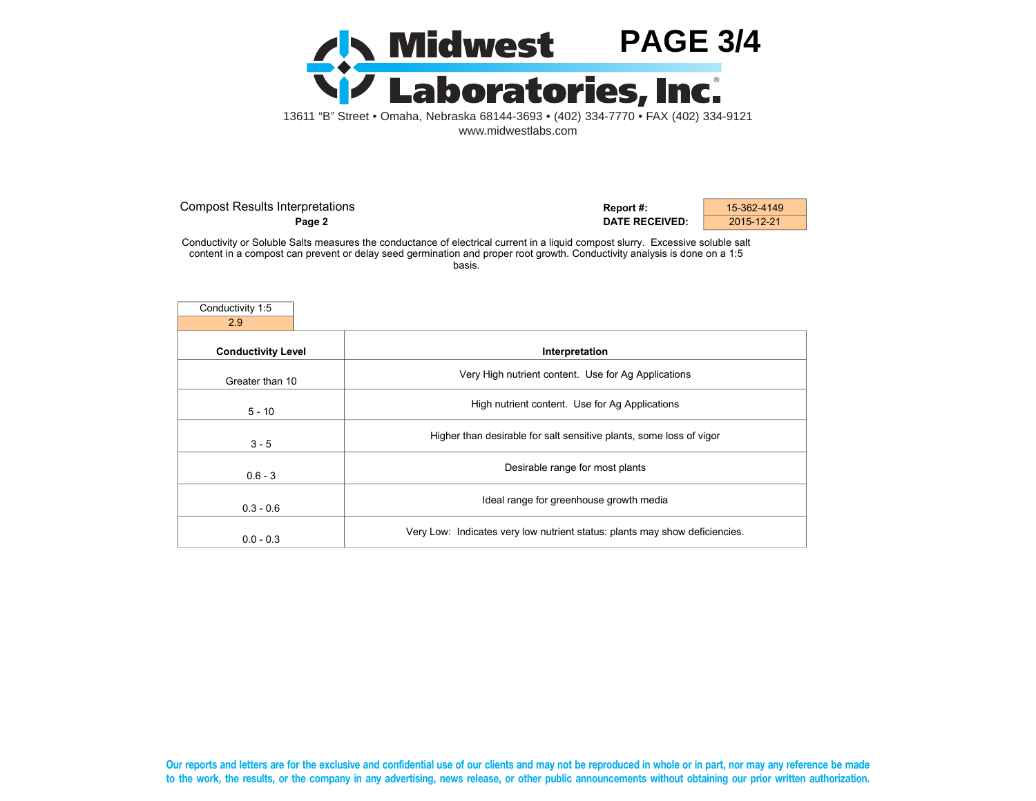Compost Results Interpretations

**Page 2**

| **Report #:** | 15-362-4149 |
|---|---|
| **DATE RECEIVED:** | 2015-12-21 |

Conductivity or Soluble Salts measures the conductance of electrical current in a liquid compost slurry. Excessive soluble salt content in a compost can prevent or delay seed germination and proper root growth. Conductivity analysis is done on a 1:5 basis.

| Conductivity 1:5 |
|---|
| 2.9 |

| **Conductivity Level** | **Interpretation** |
|---|---|
| Greater than 10 | Very High nutrient content. Use for Ag Applications |
| 5 - 10 | High nutrient content. Use for Ag Applications |
| 3 - 5 | Higher than desirable for salt sensitive plants, some loss of vigor |
| 0.6 - 3 | Desirable range for most plants |
| 0.3 - 0.6 | Ideal range for greenhouse growth media |
| 0.0 - 0.3 | Very Low: Indicates very low nutrient status: plants may show deficiencies. |

Our reports and letters are for the exclusive and confidential use of our clients and may not be reproduced in whole or in part, nor may any reference be made to the work, the results, or the company in any advertising, news release, or other public announcements without obtaining our prior written authorization.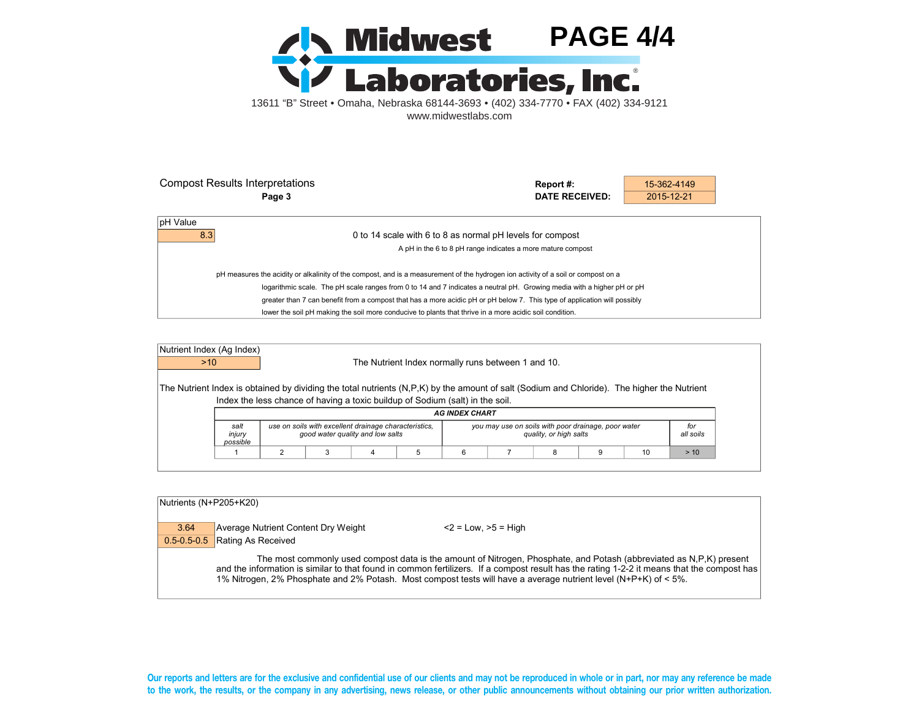Compost Results Interpretations

**Page 3**

| | |
|---|---|
| **Report #:** | 15-362-4149 |
| **DATE RECEIVED:** | 2015-12-21 |

## pH Value

8.3

0 to 14 scale with 6 to 8 as normal pH levels for compost

A pH in the 6 to 8 pH range indicates a more mature compost

pH measures the acidity or alkalinity of the compost, and is a measurement of the hydrogen ion activity of a soil or compost on a logarithmic scale. The pH scale ranges from 0 to 14 and 7 indicates a neutral pH. Growing media with a higher pH or pH greater than 7 can benefit from a compost that has a more acidic pH or pH below 7. This type of application will possibly lower the soil pH making the soil more conducive to plants that thrive in a more acidic soil condition.

## Nutrient Index (Ag Index)

>10

The Nutrient Index normally runs between 1 and 10.

The Nutrient Index is obtained by dividing the total nutrients (N,P,K) by the amount of salt (Sodium and Chloride). The higher the Nutrient Index the less chance of having a toxic buildup of Sodium (salt) in the soil.

***AG INDEX CHART***

| *salt injury possible* | *use on soils with excellent drainage characteristics, good water quality and low salts* | | | | *you may use on soils with poor drainage, poor water quality, or high salts* | | | | | *for all soils* |
|---|---|---|---|---|---|---|---|---|---|---|
| 1 | 2 | 3 | 4 | 5 | 6 | 7 | 8 | 9 | 10 | > 10 |

## Nutrients (N+P205+K20)

| | | |
|---|---|---|
| 3.64 | Average Nutrient Content Dry Weight | <2 = Low, >5 = High |
| 0.5-0.5-0.5 | Rating As Received | |

The most commonly used compost data is the amount of Nitrogen, Phosphate, and Potash (abbreviated as N,P,K) present and the information is similar to that found in common fertilizers. If a compost result has the rating 1-2-2 it means that the compost has 1% Nitrogen, 2% Phosphate and 2% Potash. Most compost tests will have a average nutrient level (N+P+K) of < 5%.

Our reports and letters are for the exclusive and confidential use of our clients and may not be reproduced in whole or in part, nor may any reference be made to the work, the results, or the company in any advertising, news release, or other public announcements without obtaining our prior written authorization.